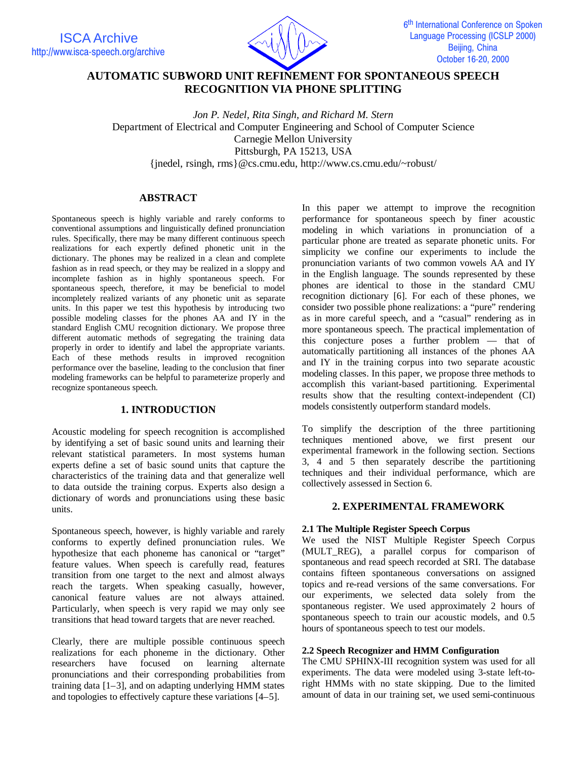# AUTOMATIC SUBWORD UNIT REFINEMENT FOR SPONTANEOUS SPEECH RECOGNITION VIA PHONE SPLITTING

*Jon P. Nedel, Rita Singh, and Richard M. Stern*

Department of Electrical and Computer Engineering and School of Computer Science
Carnegie Mellon University
Pittsburgh, PA 15213, USA
{jnedel, rsingh, rms}@cs.cmu.edu, http://www.cs.cmu.edu/~robust/

## ABSTRACT

Spontaneous speech is highly variable and rarely conforms to conventional assumptions and linguistically defined pronunciation rules. Specifically, there may be many different continuous speech realizations for each expertly defined phonetic unit in the dictionary. The phones may be realized in a clean and complete fashion as in read speech, or they may be realized in a sloppy and incomplete fashion as in highly spontaneous speech. For spontaneous speech, therefore, it may be beneficial to model incompletely realized variants of any phonetic unit as separate units. In this paper we test this hypothesis by introducing two possible modeling classes for the phones AA and IY in the standard English CMU recognition dictionary. We propose three different automatic methods of segregating the training data properly in order to identify and label the appropriate variants. Each of these methods results in improved recognition performance over the baseline, leading to the conclusion that finer modeling frameworks can be helpful to parameterize properly and recognize spontaneous speech.

## 1. INTRODUCTION

Acoustic modeling for speech recognition is accomplished by identifying a set of basic sound units and learning their relevant statistical parameters. In most systems human experts define a set of basic sound units that capture the characteristics of the training data and that generalize well to data outside the training corpus. Experts also design a dictionary of words and pronunciations using these basic units.

Spontaneous speech, however, is highly variable and rarely conforms to expertly defined pronunciation rules. We hypothesize that each phoneme has canonical or "target" feature values. When speech is carefully read, features transition from one target to the next and almost always reach the targets. When speaking casually, however, canonical feature values are not always attained. Particularly, when speech is very rapid we may only see transitions that head toward targets that are never reached.

Clearly, there are multiple possible continuous speech realizations for each phoneme in the dictionary. Other researchers have focused on learning alternate pronunciations and their corresponding probabilities from training data [1–3], and on adapting underlying HMM states and topologies to effectively capture these variations [4–5].

In this paper we attempt to improve the recognition performance for spontaneous speech by finer acoustic modeling in which variations in pronunciation of a particular phone are treated as separate phonetic units. For simplicity we confine our experiments to include the pronunciation variants of two common vowels AA and IY in the English language. The sounds represented by these phones are identical to those in the standard CMU recognition dictionary [6]. For each of these phones, we consider two possible phone realizations: a "pure" rendering as in more careful speech, and a "casual" rendering as in more spontaneous speech. The practical implementation of this conjecture poses a further problem — that of automatically partitioning all instances of the phones AA and IY in the training corpus into two separate acoustic modeling classes. In this paper, we propose three methods to accomplish this variant-based partitioning. Experimental results show that the resulting context-independent (CI) models consistently outperform standard models.

To simplify the description of the three partitioning techniques mentioned above, we first present our experimental framework in the following section. Sections 3, 4 and 5 then separately describe the partitioning techniques and their individual performance, which are collectively assessed in Section 6.

## 2. EXPERIMENTAL FRAMEWORK

### 2.1 The Multiple Register Speech Corpus

We used the NIST Multiple Register Speech Corpus (MULT_REG), a parallel corpus for comparison of spontaneous and read speech recorded at SRI. The database contains fifteen spontaneous conversations on assigned topics and re-read versions of the same conversations. For our experiments, we selected data solely from the spontaneous register. We used approximately 2 hours of spontaneous speech to train our acoustic models, and 0.5 hours of spontaneous speech to test our models.

### 2.2 Speech Recognizer and HMM Configuration

The CMU SPHINX-III recognition system was used for all experiments. The data were modeled using 3-state left-to-right HMMs with no state skipping. Due to the limited amount of data in our training set, we used semi-continuous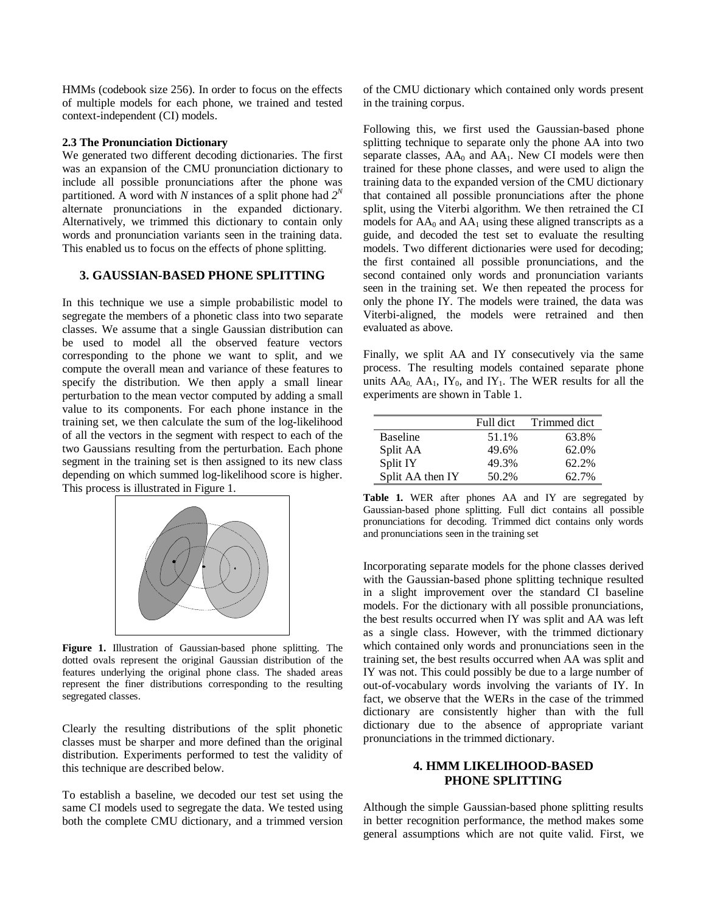HMMs (codebook size 256). In order to focus on the effects of multiple models for each phone, we trained and tested context-independent (CI) models.

### 2.3 The Pronunciation Dictionary

We generated two different decoding dictionaries. The first was an expansion of the CMU pronunciation dictionary to include all possible pronunciations after the phone was partitioned. A word with $N$ instances of a split phone had $2^N$ alternate pronunciations in the expanded dictionary. Alternatively, we trimmed this dictionary to contain only words and pronunciation variants seen in the training data. This enabled us to focus on the effects of phone splitting.

## 3. GAUSSIAN-BASED PHONE SPLITTING

In this technique we use a simple probabilistic model to segregate the members of a phonetic class into two separate classes. We assume that a single Gaussian distribution can be used to model all the observed feature vectors corresponding to the phone we want to split, and we compute the overall mean and variance of these features to specify the distribution. We then apply a small linear perturbation to the mean vector computed by adding a small value to its components. For each phone instance in the training set, we then calculate the sum of the log-likelihood of all the vectors in the segment with respect to each of the two Gaussians resulting from the perturbation. Each phone segment in the training set is then assigned to its new class depending on which summed log-likelihood score is higher. This process is illustrated in Figure 1.

**Figure 1.** Illustration of Gaussian-based phone splitting. The dotted ovals represent the original Gaussian distribution of the features underlying the original phone class. The shaded areas represent the finer distributions corresponding to the resulting segregated classes.

Clearly the resulting distributions of the split phonetic classes must be sharper and more defined than the original distribution. Experiments performed to test the validity of this technique are described below.

To establish a baseline, we decoded our test set using the same CI models used to segregate the data. We tested using both the complete CMU dictionary, and a trimmed version of the CMU dictionary which contained only words present in the training corpus.

Following this, we first used the Gaussian-based phone splitting technique to separate only the phone AA into two separate classes, $AA_0$ and $AA_1$. New CI models were then trained for these phone classes, and were used to align the training data to the expanded version of the CMU dictionary that contained all possible pronunciations after the phone split, using the Viterbi algorithm. We then retrained the CI models for $AA_0$ and $AA_1$ using these aligned transcripts as a guide, and decoded the test set to evaluate the resulting models. Two different dictionaries were used for decoding; the first contained all possible pronunciations, and the second contained only words and pronunciation variants seen in the training set. We then repeated the process for only the phone IY. The models were trained, the data was Viterbi-aligned, the models were retrained and then evaluated as above.

Finally, we split AA and IY consecutively via the same process. The resulting models contained separate phone units $AA_0$, $AA_1$, $IY_0$, and $IY_1$. The WER results for all the experiments are shown in Table 1.

| | Full dict | Trimmed dict |
|---|---|---|
| Baseline | 51.1% | 63.8% |
| Split AA | 49.6% | 62.0% |
| Split IY | 49.3% | 62.2% |
| Split AA then IY | 50.2% | 62.7% |

**Table 1.** WER after phones AA and IY are segregated by Gaussian-based phone splitting. Full dict contains all possible pronunciations for decoding. Trimmed dict contains only words and pronunciations seen in the training set

Incorporating separate models for the phone classes derived with the Gaussian-based phone splitting technique resulted in a slight improvement over the standard CI baseline models. For the dictionary with all possible pronunciations, the best results occurred when IY was split and AA was left as a single class. However, with the trimmed dictionary which contained only words and pronunciations seen in the training set, the best results occurred when AA was split and IY was not. This could possibly be due to a large number of out-of-vocabulary words involving the variants of IY. In fact, we observe that the WERs in the case of the trimmed dictionary are consistently higher than with the full dictionary due to the absence of appropriate variant pronunciations in the trimmed dictionary.

## 4. HMM LIKELIHOOD-BASED PHONE SPLITTING

Although the simple Gaussian-based phone splitting results in better recognition performance, the method makes some general assumptions which are not quite valid. First, we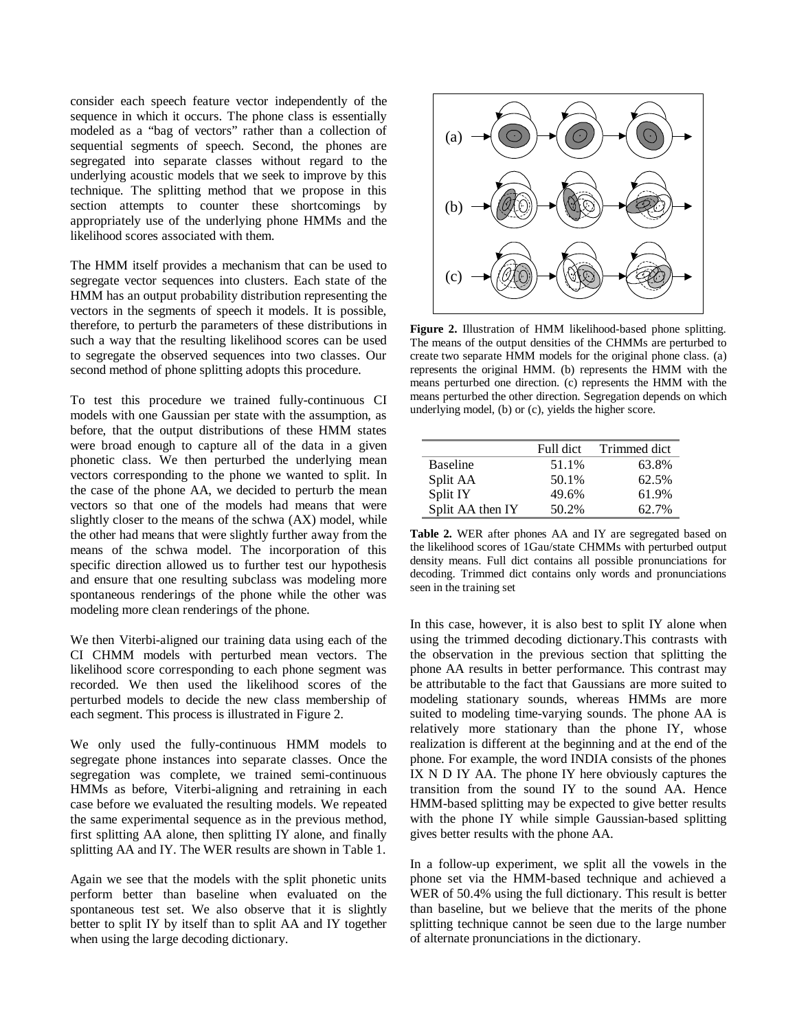consider each speech feature vector independently of the sequence in which it occurs. The phone class is essentially modeled as a "bag of vectors" rather than a collection of sequential segments of speech. Second, the phones are segregated into separate classes without regard to the underlying acoustic models that we seek to improve by this technique. The splitting method that we propose in this section attempts to counter these shortcomings by appropriately use of the underlying phone HMMs and the likelihood scores associated with them.

The HMM itself provides a mechanism that can be used to segregate vector sequences into clusters. Each state of the HMM has an output probability distribution representing the vectors in the segments of speech it models. It is possible, therefore, to perturb the parameters of these distributions in such a way that the resulting likelihood scores can be used to segregate the observed sequences into two classes. Our second method of phone splitting adopts this procedure.

To test this procedure we trained fully-continuous CI models with one Gaussian per state with the assumption, as before, that the output distributions of these HMM states were broad enough to capture all of the data in a given phonetic class. We then perturbed the underlying mean vectors corresponding to the phone we wanted to split. In the case of the phone AA, we decided to perturb the mean vectors so that one of the models had means that were slightly closer to the means of the schwa (AX) model, while the other had means that were slightly further away from the means of the schwa model. The incorporation of this specific direction allowed us to further test our hypothesis and ensure that one resulting subclass was modeling more spontaneous renderings of the phone while the other was modeling more clean renderings of the phone.

We then Viterbi-aligned our training data using each of the CI CHMM models with perturbed mean vectors. The likelihood score corresponding to each phone segment was recorded. We then used the likelihood scores of the perturbed models to decide the new class membership of each segment. This process is illustrated in Figure 2.

We only used the fully-continuous HMM models to segregate phone instances into separate classes. Once the segregation was complete, we trained semi-continuous HMMs as before, Viterbi-aligning and retraining in each case before we evaluated the resulting models. We repeated the same experimental sequence as in the previous method, first splitting AA alone, then splitting IY alone, and finally splitting AA and IY. The WER results are shown in Table 1.

Again we see that the models with the split phonetic units perform better than baseline when evaluated on the spontaneous test set. We also observe that it is slightly better to split IY by itself than to split AA and IY together when using the large decoding dictionary.

**Figure 2.** Illustration of HMM likelihood-based phone splitting. The means of the output densities of the CHMMs are perturbed to create two separate HMM models for the original phone class. (a) represents the original HMM. (b) represents the HMM with the means perturbed one direction. (c) represents the HMM with the means perturbed the other direction. Segregation depends on which underlying model, (b) or (c), yields the higher score.

| | Full dict | Trimmed dict |
|---|---|---|
| Baseline | 51.1% | 63.8% |
| Split AA | 50.1% | 62.5% |
| Split IY | 49.6% | 61.9% |
| Split AA then IY | 50.2% | 62.7% |

**Table 2.** WER after phones AA and IY are segregated based on the likelihood scores of 1Gau/state CHMMs with perturbed output density means. Full dict contains all possible pronunciations for decoding. Trimmed dict contains only words and pronunciations seen in the training set

In this case, however, it is also best to split IY alone when using the trimmed decoding dictionary.This contrasts with the observation in the previous section that splitting the phone AA results in better performance. This contrast may be attributable to the fact that Gaussians are more suited to modeling stationary sounds, whereas HMMs are more suited to modeling time-varying sounds. The phone AA is relatively more stationary than the phone IY, whose realization is different at the beginning and at the end of the phone. For example, the word INDIA consists of the phones IX N D IY AA. The phone IY here obviously captures the transition from the sound IY to the sound AA. Hence HMM-based splitting may be expected to give better results with the phone IY while simple Gaussian-based splitting gives better results with the phone AA.

In a follow-up experiment, we split all the vowels in the phone set via the HMM-based technique and achieved a WER of 50.4% using the full dictionary. This result is better than baseline, but we believe that the merits of the phone splitting technique cannot be seen due to the large number of alternate pronunciations in the dictionary.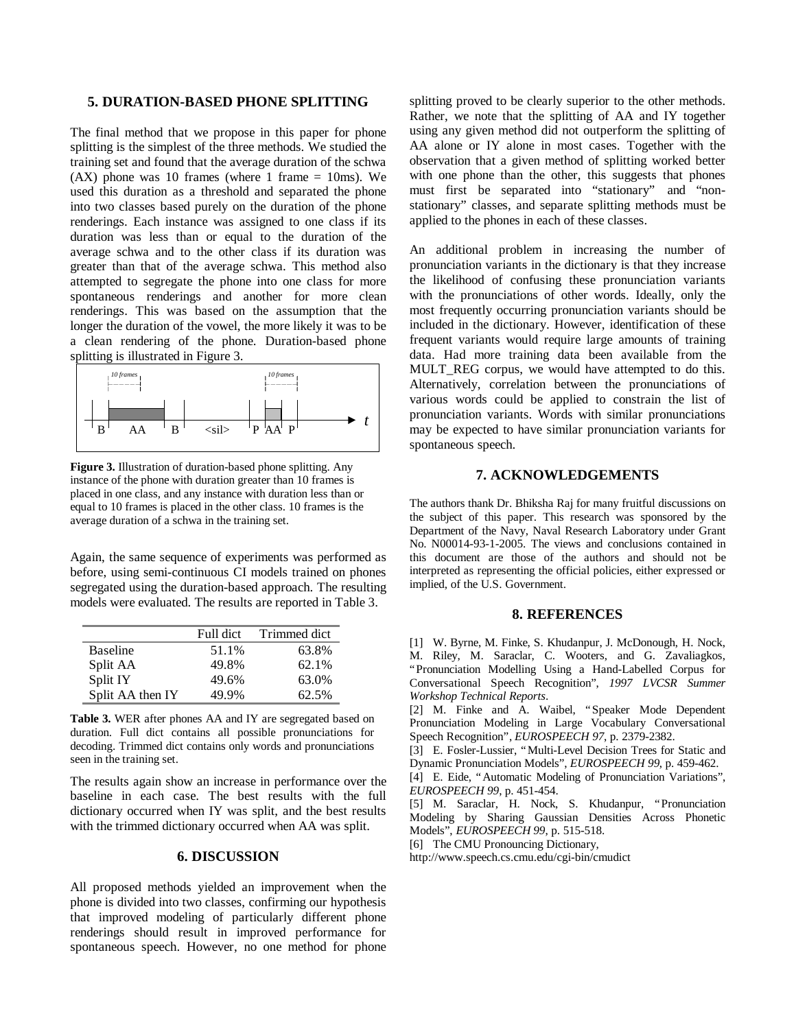## 5. DURATION-BASED PHONE SPLITTING

The final method that we propose in this paper for phone splitting is the simplest of the three methods. We studied the training set and found that the average duration of the schwa (AX) phone was 10 frames (where 1 frame = 10ms). We used this duration as a threshold and separated the phone into two classes based purely on the duration of the phone renderings. Each instance was assigned to one class if its duration was less than or equal to the duration of the average schwa and to the other class if its duration was greater than that of the average schwa. This method also attempted to segregate the phone into one class for more spontaneous renderings and another for more clean renderings. This was based on the assumption that the longer the duration of the vowel, the more likely it was to be a clean rendering of the phone. Duration-based phone splitting is illustrated in Figure 3.

10 frames
10 frames
B AA B <sil> P AA P
t

**Figure 3.** Illustration of duration-based phone splitting. Any instance of the phone with duration greater than 10 frames is placed in one class, and any instance with duration less than or equal to 10 frames is placed in the other class. 10 frames is the average duration of a schwa in the training set.

Again, the same sequence of experiments was performed as before, using semi-continuous CI models trained on phones segregated using the duration-based approach. The resulting models were evaluated. The results are reported in Table 3.

| | Full dict | Trimmed dict |
|---|---|---|
| Baseline | 51.1% | 63.8% |
| Split AA | 49.8% | 62.1% |
| Split IY | 49.6% | 63.0% |
| Split AA then IY | 49.9% | 62.5% |

**Table 3.** WER after phones AA and IY are segregated based on duration. Full dict contains all possible pronunciations for decoding. Trimmed dict contains only words and pronunciations seen in the training set.

The results again show an increase in performance over the baseline in each case. The best results with the full dictionary occurred when IY was split, and the best results with the trimmed dictionary occurred when AA was split.

## 6. DISCUSSION

All proposed methods yielded an improvement when the phone is divided into two classes, confirming our hypothesis that improved modeling of particularly different phone renderings should result in improved performance for spontaneous speech. However, no one method for phone splitting proved to be clearly superior to the other methods. Rather, we note that the splitting of AA and IY together using any given method did not outperform the splitting of AA alone or IY alone in most cases. Together with the observation that a given method of splitting worked better with one phone than the other, this suggests that phones must first be separated into "stationary" and "non-stationary" classes, and separate splitting methods must be applied to the phones in each of these classes.

An additional problem in increasing the number of pronunciation variants in the dictionary is that they increase the likelihood of confusing these pronunciation variants with the pronunciations of other words. Ideally, only the most frequently occurring pronunciation variants should be included in the dictionary. However, identification of these frequent variants would require large amounts of training data. Had more training data been available from the MULT_REG corpus, we would have attempted to do this. Alternatively, correlation between the pronunciations of various words could be applied to constrain the list of pronunciation variants. Words with similar pronunciations may be expected to have similar pronunciation variants for spontaneous speech.

## 7. ACKNOWLEDGEMENTS

The authors thank Dr. Bhiksha Raj for many fruitful discussions on the subject of this paper. This research was sponsored by the Department of the Navy, Naval Research Laboratory under Grant No. N00014-93-1-2005. The views and conclusions contained in this document are those of the authors and should not be interpreted as representing the official policies, either expressed or implied, of the U.S. Government.

## 8. REFERENCES

[1] W. Byrne, M. Finke, S. Khudanpur, J. McDonough, H. Nock, M. Riley, M. Saraclar, C. Wooters, and G. Zavaliagkos, "Pronunciation Modelling Using a Hand-Labelled Corpus for Conversational Speech Recognition", *1997 LVCSR Summer Workshop Technical Reports*.

[2] M. Finke and A. Waibel, "Speaker Mode Dependent Pronunciation Modeling in Large Vocabulary Conversational Speech Recognition", *EUROSPEECH 97*, p. 2379-2382.

[3] E. Fosler-Lussier, "Multi-Level Decision Trees for Static and Dynamic Pronunciation Models", *EUROSPEECH 99*, p. 459-462.

[4] E. Eide, "Automatic Modeling of Pronunciation Variations", *EUROSPEECH 99*, p. 451-454.

[5] M. Saraclar, H. Nock, S. Khudanpur, "Pronunciation Modeling by Sharing Gaussian Densities Across Phonetic Models", *EUROSPEECH 99*, p. 515-518.

[6] The CMU Pronouncing Dictionary, http://www.speech.cs.cmu.edu/cgi-bin/cmudict